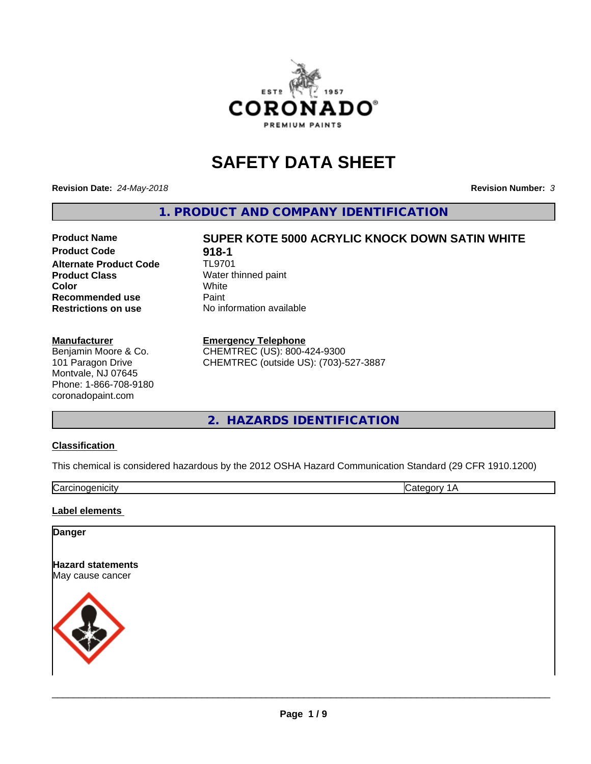# SAFETY DATA SHEET

**Revision Date:** *24-May-2018* **Revision Number:** *3*

## 1. PRODUCT AND COMPANY IDENTIFICATION

| | |
|---|---|
| **Product Name** | **SUPER KOTE 5000 ACRYLIC KNOCK DOWN SATIN WHITE** |
| **Product Code** | **918-1** |
| **Alternate Product Code** | TL9701 |
| **Product Class** | Water thinned paint |
| **Color** | White |
| **Recommended use** | Paint |
| **Restrictions on use** | No information available |

**Manufacturer**
Benjamin Moore & Co.
101 Paragon Drive
Montvale, NJ 07645
Phone: 1-866-708-9180
coronadopaint.com

**Emergency Telephone**
CHEMTREC (US): 800-424-9300
CHEMTREC (outside US): (703)-527-3887

## 2. HAZARDS IDENTIFICATION

**Classification**

This chemical is considered hazardous by the 2012 OSHA Hazard Communication Standard (29 CFR 1910.1200)

| | |
|---|---|
| Carcinogenicity | Category 1A |

**Label elements**

**Danger**

**Hazard statements**
May cause cancer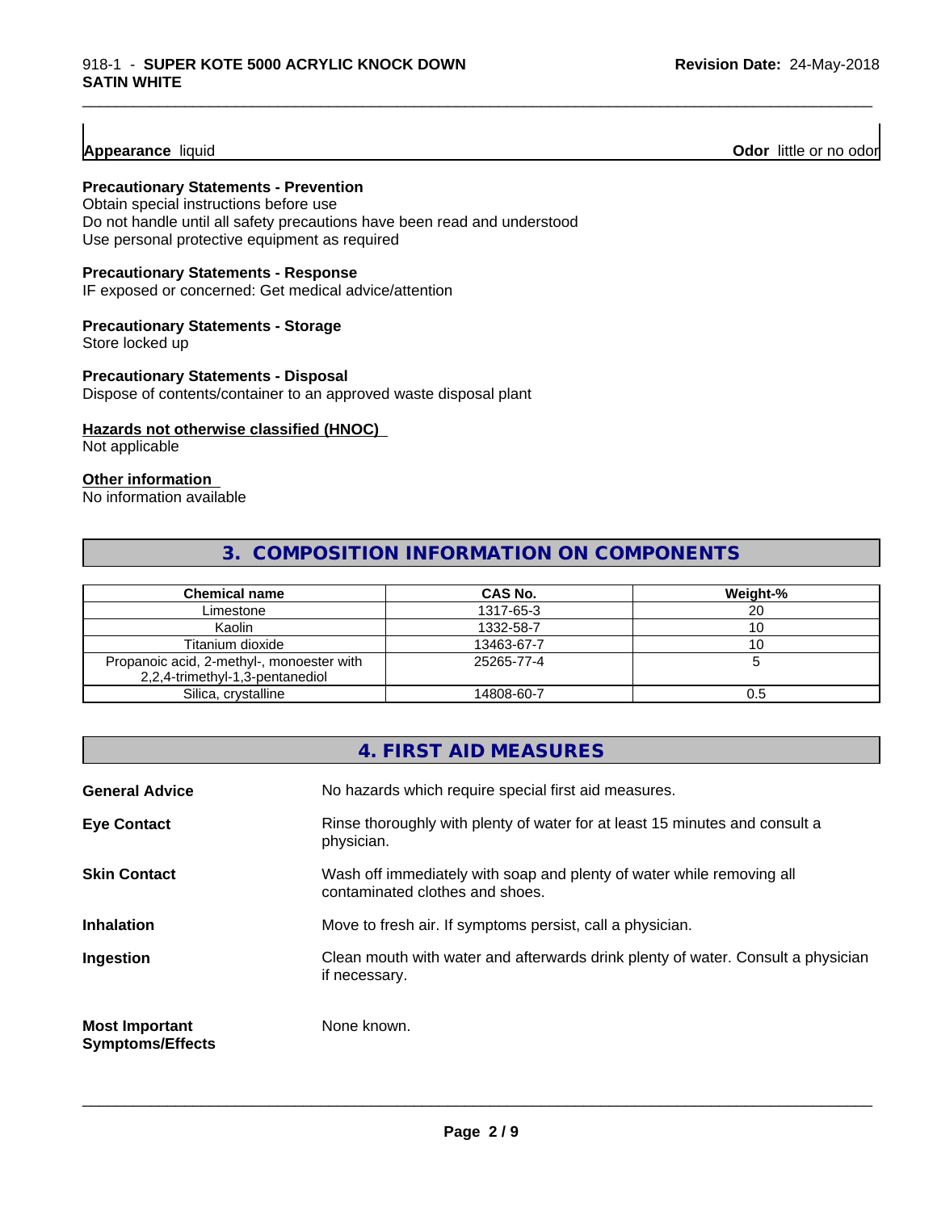**Appearance** liquid **Odor** little or no odor

**Precautionary Statements - Prevention**
Obtain special instructions before use
Do not handle until all safety precautions have been read and understood
Use personal protective equipment as required

**Precautionary Statements - Response**
IF exposed or concerned: Get medical advice/attention

**Precautionary Statements - Storage**
Store locked up

**Precautionary Statements - Disposal**
Dispose of contents/container to an approved waste disposal plant

**Hazards not otherwise classified (HNOC)**
Not applicable

**Other information**
No information available

## 3. COMPOSITION INFORMATION ON COMPONENTS

| Chemical name | CAS No. | Weight-% |
|---|---|---|
| Limestone | 1317-65-3 | 20 |
| Kaolin | 1332-58-7 | 10 |
| Titanium dioxide | 13463-67-7 | 10 |
| Propanoic acid, 2-methyl-, monoester with 2,2,4-trimethyl-1,3-pentanediol | 25265-77-4 | 5 |
| Silica, crystalline | 14808-60-7 | 0.5 |

## 4. FIRST AID MEASURES

**General Advice** No hazards which require special first aid measures.

**Eye Contact** Rinse thoroughly with plenty of water for at least 15 minutes and consult a physician.

**Skin Contact** Wash off immediately with soap and plenty of water while removing all contaminated clothes and shoes.

**Inhalation** Move to fresh air. If symptoms persist, call a physician.

**Ingestion** Clean mouth with water and afterwards drink plenty of water. Consult a physician if necessary.

**Most Important Symptoms/Effects** None known.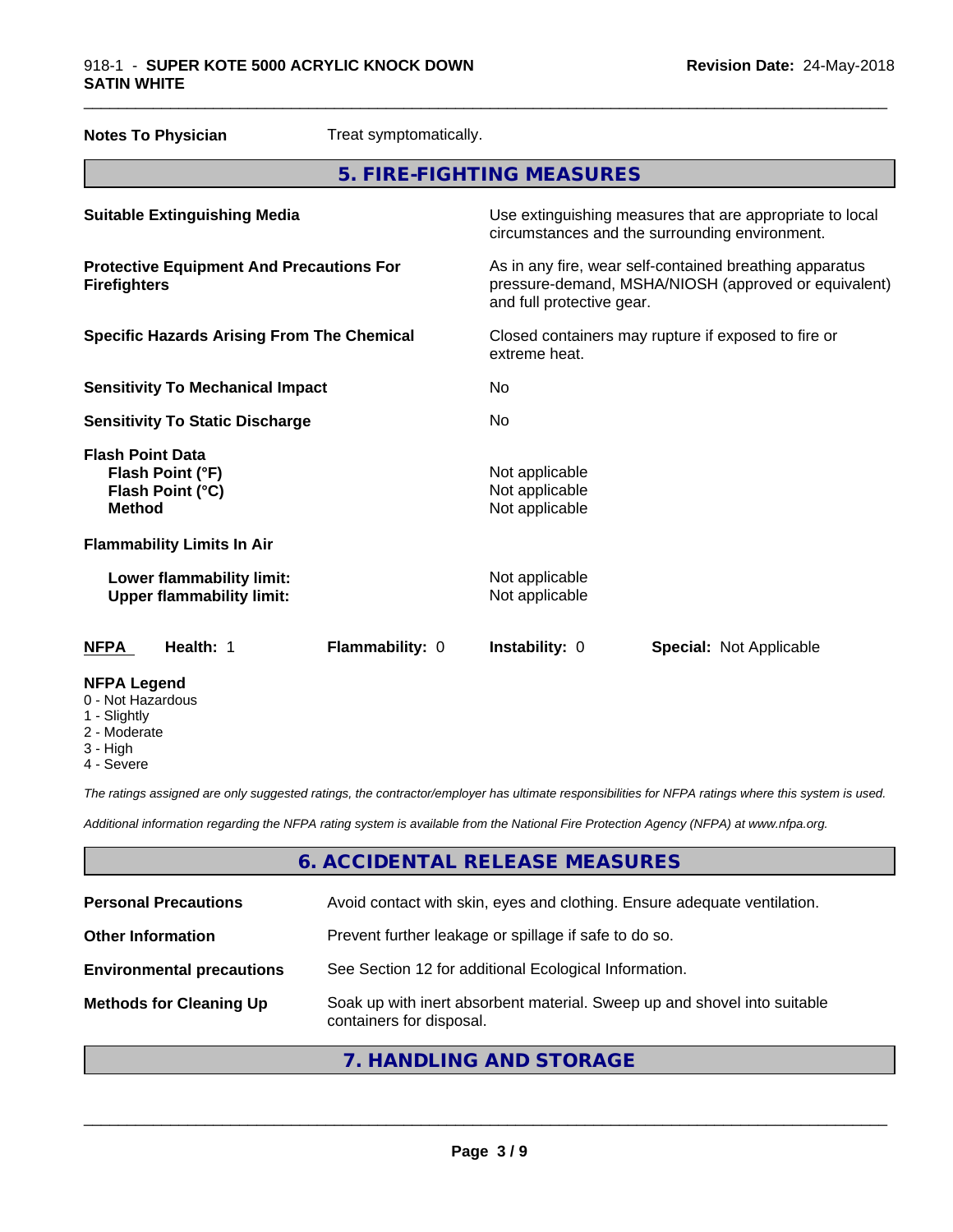**Notes To Physician** Treat symptomatically.

## 5. FIRE-FIGHTING MEASURES

| | |
|---|---|
| **Suitable Extinguishing Media** | Use extinguishing measures that are appropriate to local circumstances and the surrounding environment. |
| **Protective Equipment And Precautions For Firefighters** | As in any fire, wear self-contained breathing apparatus pressure-demand, MSHA/NIOSH (approved or equivalent) and full protective gear. |
| **Specific Hazards Arising From The Chemical** | Closed containers may rupture if exposed to fire or extreme heat. |
| **Sensitivity To Mechanical Impact** | No |
| **Sensitivity To Static Discharge** | No |
| **Flash Point Data** | |
| **Flash Point (°F)** | Not applicable |
| **Flash Point (°C)** | Not applicable |
| **Method** | Not applicable |
| **Flammability Limits In Air** | |
| **Lower flammability limit:** | Not applicable |
| **Upper flammability limit:** | Not applicable |

| **NFPA** | **Health:** 1 | **Flammability:** 0 | **Instability:** 0 | **Special:** Not Applicable |
|---|---|---|---|---|

**NFPA Legend**
- 0 - Not Hazardous
- 1 - Slightly
- 2 - Moderate
- 3 - High
- 4 - Severe

*The ratings assigned are only suggested ratings, the contractor/employer has ultimate responsibilities for NFPA ratings where this system is used.*

*Additional information regarding the NFPA rating system is available from the National Fire Protection Agency (NFPA) at www.nfpa.org.*

## 6. ACCIDENTAL RELEASE MEASURES

| | |
|---|---|
| **Personal Precautions** | Avoid contact with skin, eyes and clothing. Ensure adequate ventilation. |
| **Other Information** | Prevent further leakage or spillage if safe to do so. |
| **Environmental precautions** | See Section 12 for additional Ecological Information. |
| **Methods for Cleaning Up** | Soak up with inert absorbent material. Sweep up and shovel into suitable containers for disposal. |

## 7. HANDLING AND STORAGE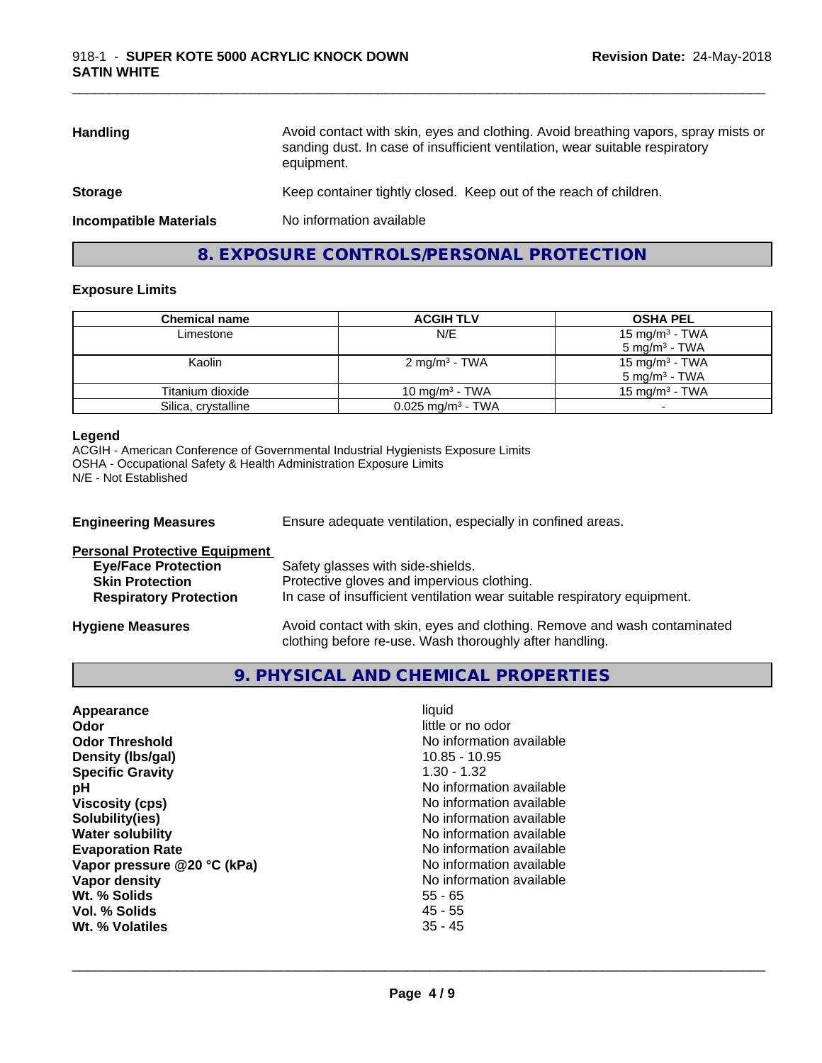| | |
|---|---|
| **Handling** | Avoid contact with skin, eyes and clothing. Avoid breathing vapors, spray mists or sanding dust. In case of insufficient ventilation, wear suitable respiratory equipment. |
| **Storage** | Keep container tightly closed. Keep out of the reach of children. |
| **Incompatible Materials** | No information available |

## 8. EXPOSURE CONTROLS/PERSONAL PROTECTION

### Exposure Limits

| Chemical name | ACGIH TLV | OSHA PEL |
|---|---|---|
| Limestone | N/E | 15 mg/m³ - TWA<br>5 mg/m³ - TWA |
| Kaolin | 2 mg/m³ - TWA | 15 mg/m³ - TWA<br>5 mg/m³ - TWA |
| Titanium dioxide | 10 mg/m³ - TWA | 15 mg/m³ - TWA |
| Silica, crystalline | 0.025 mg/m³ - TWA | - |

**Legend**
ACGIH - American Conference of Governmental Industrial Hygienists Exposure Limits
OSHA - Occupational Safety & Health Administration Exposure Limits
N/E - Not Established

**Engineering Measures** Ensure adequate ventilation, especially in confined areas.

**Personal Protective Equipment**

| | |
|---|---|
| **Eye/Face Protection** | Safety glasses with side-shields. |
| **Skin Protection** | Protective gloves and impervious clothing. |
| **Respiratory Protection** | In case of insufficient ventilation wear suitable respiratory equipment. |

**Hygiene Measures** Avoid contact with skin, eyes and clothing. Remove and wash contaminated clothing before re-use. Wash thoroughly after handling.

## 9. PHYSICAL AND CHEMICAL PROPERTIES

| | |
|---|---|
| **Appearance** | liquid |
| **Odor** | little or no odor |
| **Odor Threshold** | No information available |
| **Density (lbs/gal)** | 10.85 - 10.95 |
| **Specific Gravity** | 1.30 - 1.32 |
| **pH** | No information available |
| **Viscosity (cps)** | No information available |
| **Solubility(ies)** | No information available |
| **Water solubility** | No information available |
| **Evaporation Rate** | No information available |
| **Vapor pressure @20 °C (kPa)** | No information available |
| **Vapor density** | No information available |
| **Wt. % Solids** | 55 - 65 |
| **Vol. % Solids** | 45 - 55 |
| **Wt. % Volatiles** | 35 - 45 |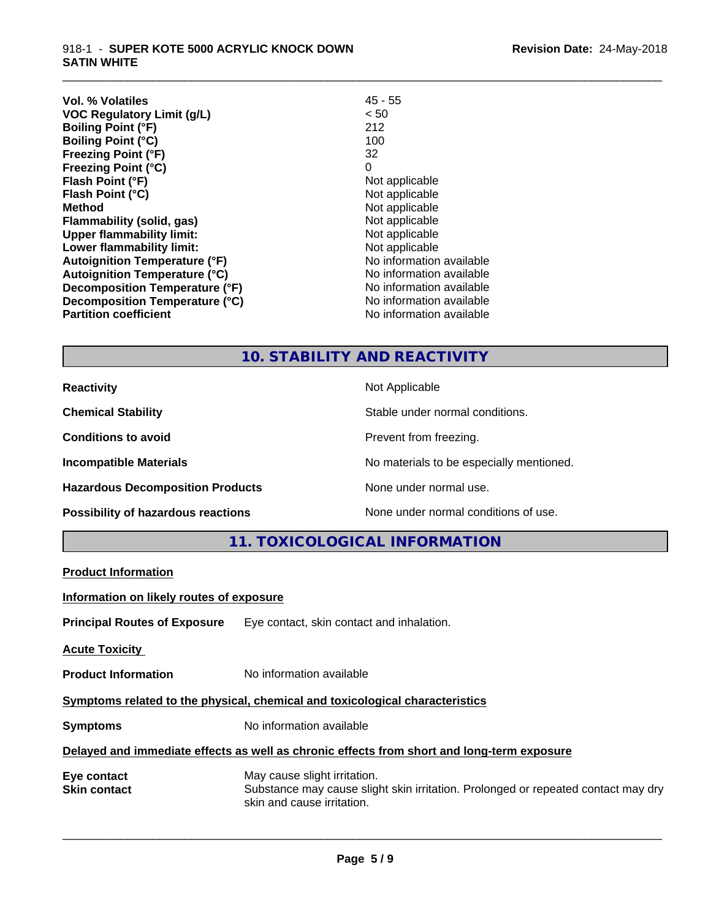| | |
|---|---|
| **Vol. % Volatiles** | 45 - 55 |
| **VOC Regulatory Limit (g/L)** | < 50 |
| **Boiling Point (°F)** | 212 |
| **Boiling Point (°C)** | 100 |
| **Freezing Point (°F)** | 32 |
| **Freezing Point (°C)** | 0 |
| **Flash Point (°F)** | Not applicable |
| **Flash Point (°C)** | Not applicable |
| **Method** | Not applicable |
| **Flammability (solid, gas)** | Not applicable |
| **Upper flammability limit:** | Not applicable |
| **Lower flammability limit:** | Not applicable |
| **Autoignition Temperature (°F)** | No information available |
| **Autoignition Temperature (°C)** | No information available |
| **Decomposition Temperature (°F)** | No information available |
| **Decomposition Temperature (°C)** | No information available |
| **Partition coefficient** | No information available |

## 10. STABILITY AND REACTIVITY

| | |
|---|---|
| **Reactivity** | Not Applicable |
| **Chemical Stability** | Stable under normal conditions. |
| **Conditions to avoid** | Prevent from freezing. |
| **Incompatible Materials** | No materials to be especially mentioned. |
| **Hazardous Decomposition Products** | None under normal use. |
| **Possibility of hazardous reactions** | None under normal conditions of use. |

## 11. TOXICOLOGICAL INFORMATION

**Product Information**

**Information on likely routes of exposure**

**Principal Routes of Exposure** Eye contact, skin contact and inhalation.

**Acute Toxicity**

**Product Information** No information available

**Symptoms related to the physical, chemical and toxicological characteristics**

**Symptoms** No information available

**Delayed and immediate effects as well as chronic effects from short and long-term exposure**

| | |
|---|---|
| **Eye contact** | May cause slight irritation. |
| **Skin contact** | Substance may cause slight skin irritation. Prolonged or repeated contact may dry skin and cause irritation. |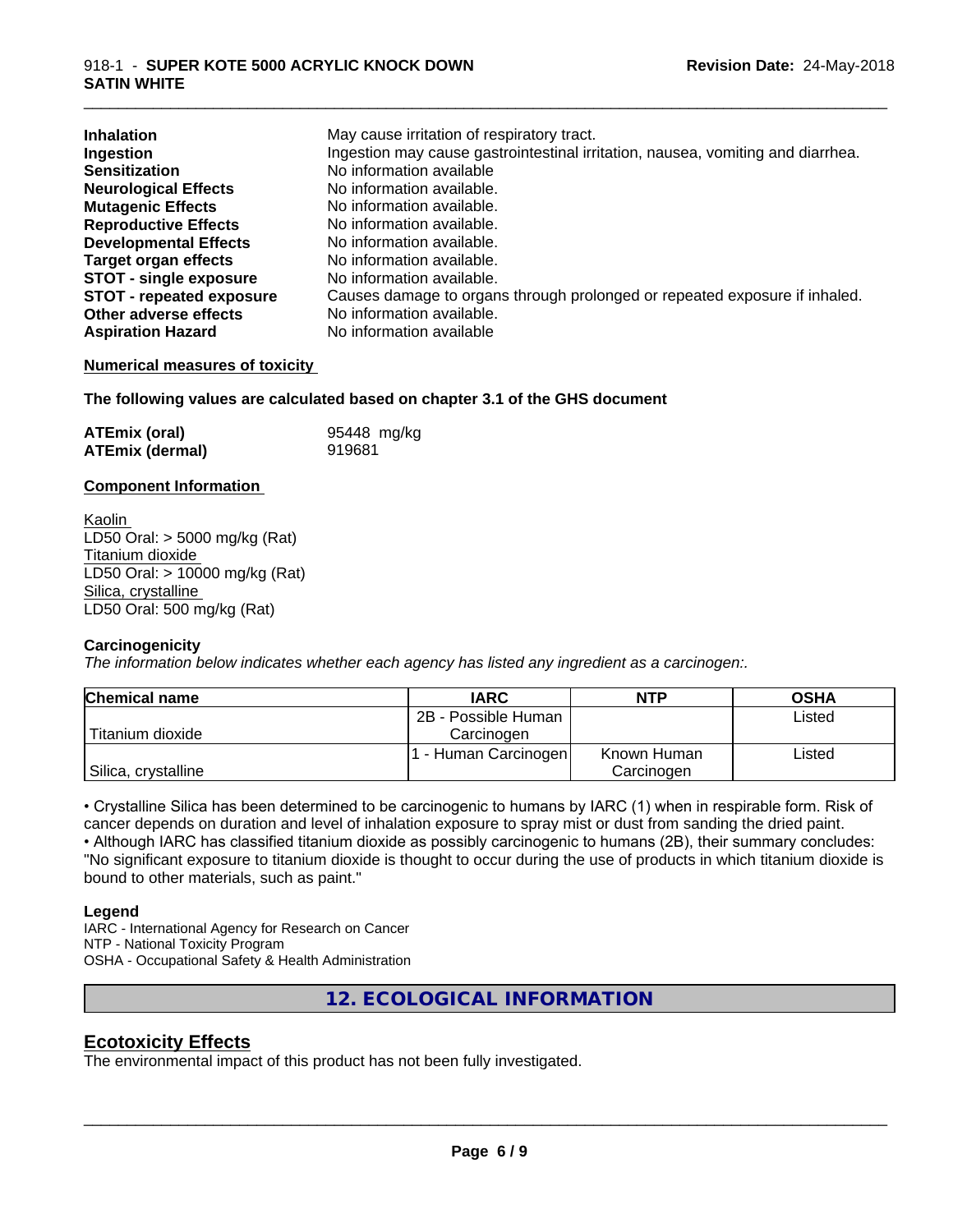| | |
|---|---|
| **Inhalation** | May cause irritation of respiratory tract. |
| **Ingestion** | Ingestion may cause gastrointestinal irritation, nausea, vomiting and diarrhea. |
| **Sensitization** | No information available |
| **Neurological Effects** | No information available. |
| **Mutagenic Effects** | No information available. |
| **Reproductive Effects** | No information available. |
| **Developmental Effects** | No information available. |
| **Target organ effects** | No information available. |
| **STOT - single exposure** | No information available. |
| **STOT - repeated exposure** | Causes damage to organs through prolonged or repeated exposure if inhaled. |
| **Other adverse effects** | No information available. |
| **Aspiration Hazard** | No information available |

**Numerical measures of toxicity**

**The following values are calculated based on chapter 3.1 of the GHS document**

| | |
|---|---|
| **ATEmix (oral)** | 95448 mg/kg |
| **ATEmix (dermal)** | 919681 |

**Component Information**

Kaolin
LD50 Oral: > 5000 mg/kg (Rat)
Titanium dioxide
LD50 Oral: > 10000 mg/kg (Rat)
Silica, crystalline
LD50 Oral: 500 mg/kg (Rat)

**Carcinogenicity**

*The information below indicates whether each agency has listed any ingredient as a carcinogen:.*

| Chemical name | IARC | NTP | OSHA |
|---|---|---|---|
| Titanium dioxide | 2B - Possible Human Carcinogen | | Listed |
| Silica, crystalline | 1 - Human Carcinogen | Known Human Carcinogen | Listed |

• Crystalline Silica has been determined to be carcinogenic to humans by IARC (1) when in respirable form. Risk of cancer depends on duration and level of inhalation exposure to spray mist or dust from sanding the dried paint.
• Although IARC has classified titanium dioxide as possibly carcinogenic to humans (2B), their summary concludes: "No significant exposure to titanium dioxide is thought to occur during the use of products in which titanium dioxide is bound to other materials, such as paint."

**Legend**

IARC - International Agency for Research on Cancer
NTP - National Toxicity Program
OSHA - Occupational Safety & Health Administration

## 12. ECOLOGICAL INFORMATION

## Ecotoxicity Effects

The environmental impact of this product has not been fully investigated.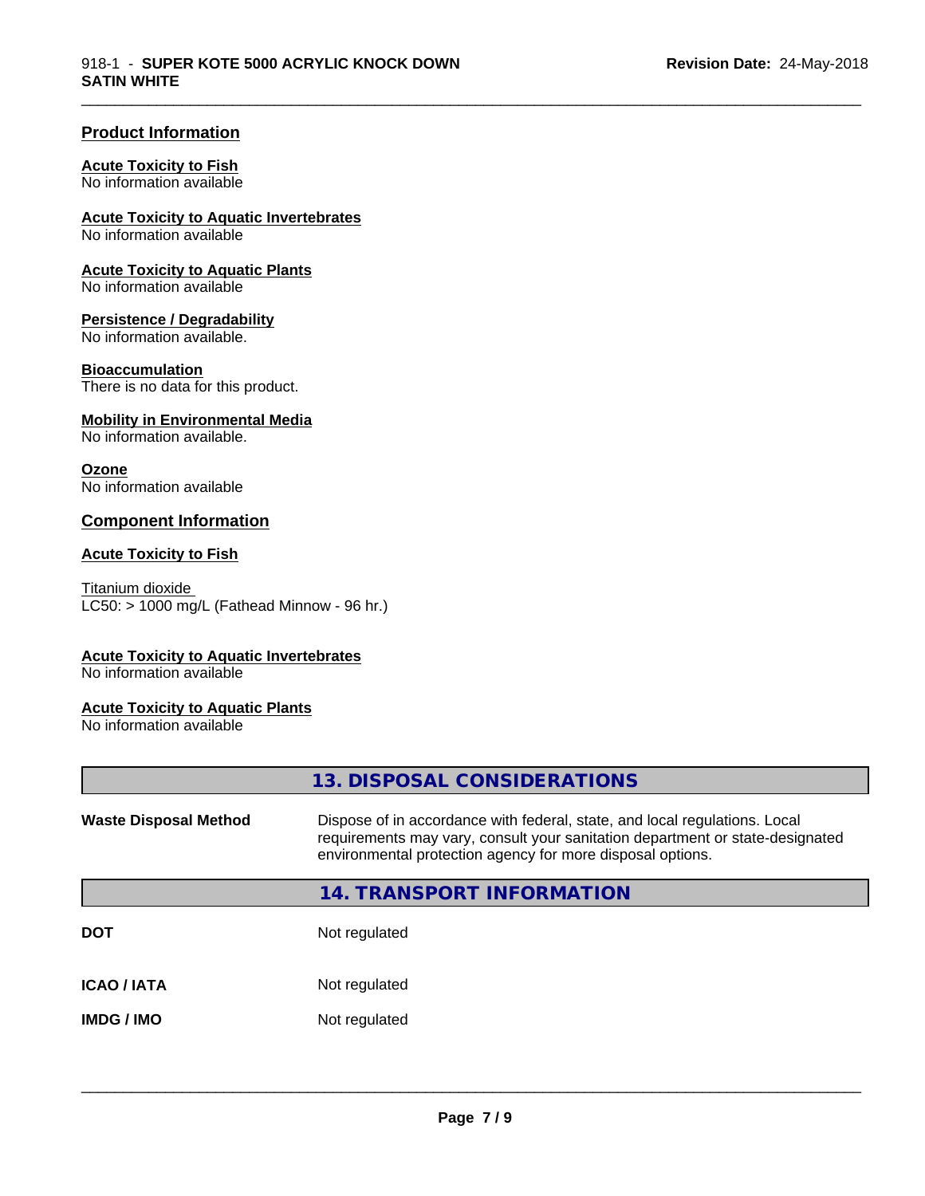### Product Information

**Acute Toxicity to Fish**
No information available

**Acute Toxicity to Aquatic Invertebrates**
No information available

**Acute Toxicity to Aquatic Plants**
No information available

**Persistence / Degradability**
No information available.

**Bioaccumulation**
There is no data for this product.

**Mobility in Environmental Media**
No information available.

**Ozone**
No information available

### Component Information

**Acute Toxicity to Fish**

Titanium dioxide
LC50: > 1000 mg/L (Fathead Minnow - 96 hr.)

**Acute Toxicity to Aquatic Invertebrates**
No information available

**Acute Toxicity to Aquatic Plants**
No information available

## 13. DISPOSAL CONSIDERATIONS

| | |
|---|---|
| **Waste Disposal Method** | Dispose of in accordance with federal, state, and local regulations. Local requirements may vary, consult your sanitation department or state-designated environmental protection agency for more disposal options. |

## 14. TRANSPORT INFORMATION

| | |
|---|---|
| **DOT** | Not regulated |
| **ICAO / IATA** | Not regulated |
| **IMDG / IMO** | Not regulated |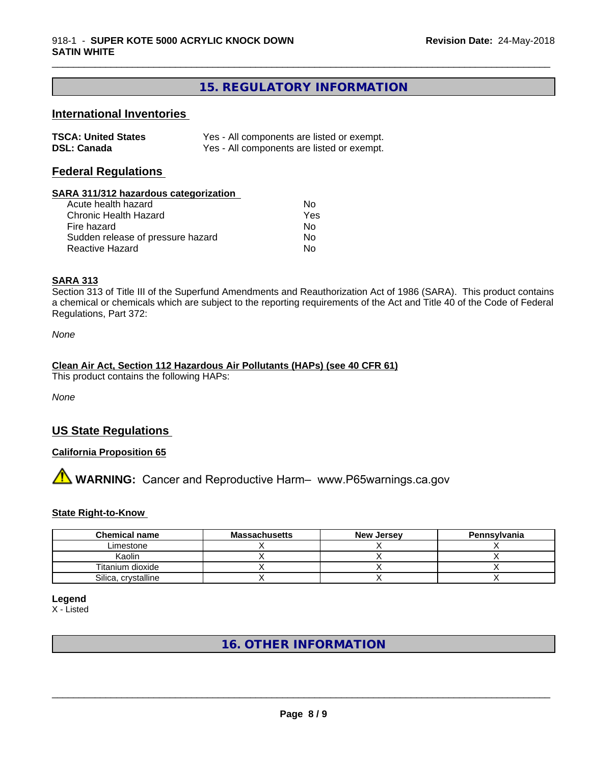# 15. REGULATORY INFORMATION

## International Inventories

| | |
|---|---|
| **TSCA: United States** | Yes - All components are listed or exempt. |
| **DSL: Canada** | Yes - All components are listed or exempt. |

## Federal Regulations

**SARA 311/312 hazardous categorization**

| | |
|---|---|
| Acute health hazard | No |
| Chronic Health Hazard | Yes |
| Fire hazard | No |
| Sudden release of pressure hazard | No |
| Reactive Hazard | No |

**SARA 313**

Section 313 of Title III of the Superfund Amendments and Reauthorization Act of 1986 (SARA). This product contains a chemical or chemicals which are subject to the reporting requirements of the Act and Title 40 of the Code of Federal Regulations, Part 372:

*None*

**Clean Air Act, Section 112 Hazardous Air Pollutants (HAPs) (see 40 CFR 61)**

This product contains the following HAPs:

*None*

## US State Regulations

**California Proposition 65**

⚠ **WARNING:** Cancer and Reproductive Harm– www.P65warnings.ca.gov

**State Right-to-Know**

| Chemical name | Massachusetts | New Jersey | Pennsylvania |
|---|---|---|---|
| Limestone | X | X | X |
| Kaolin | X | X | X |
| Titanium dioxide | X | X | X |
| Silica, crystalline | X | X | X |

**Legend**

X - Listed

# 16. OTHER INFORMATION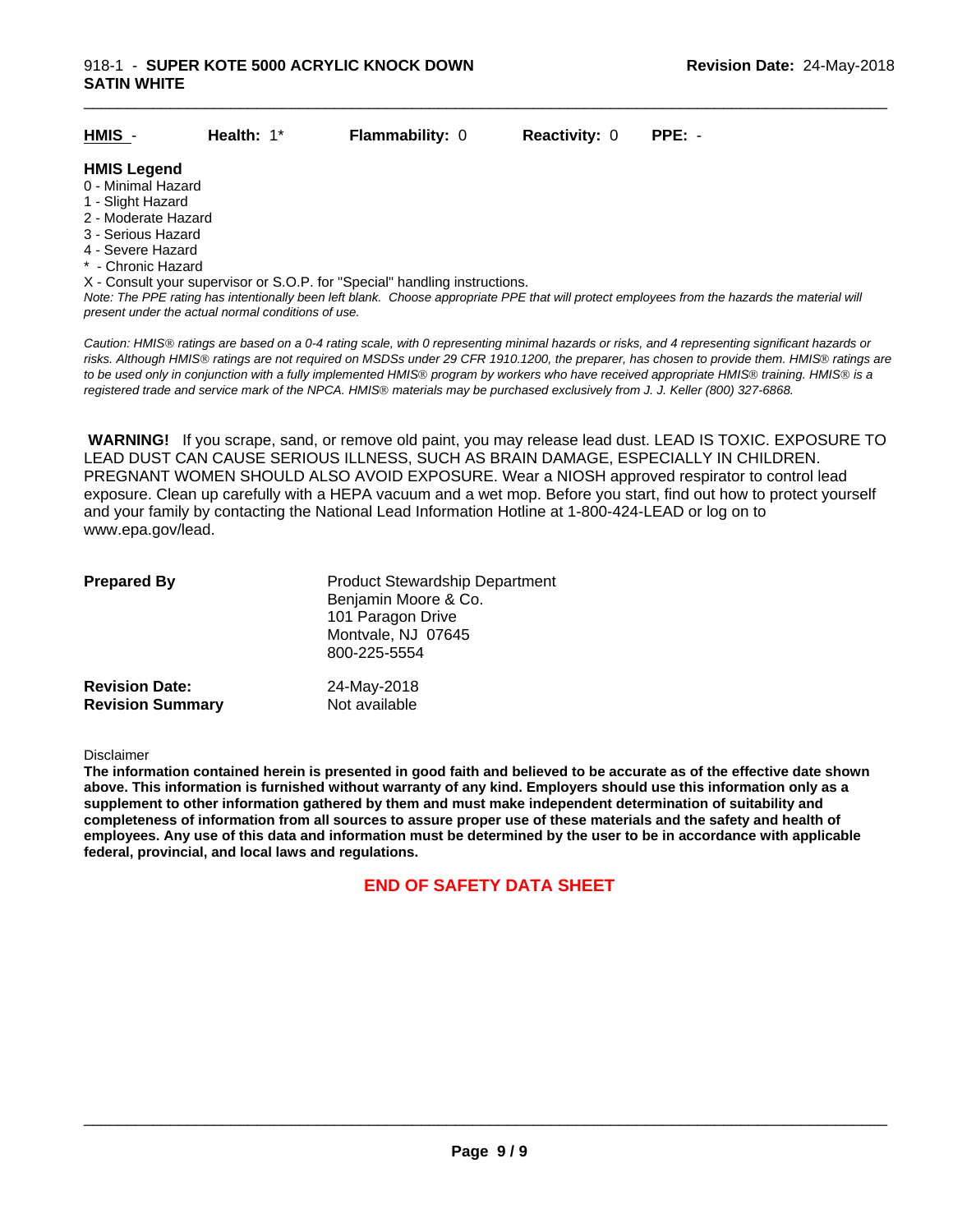| HMIS - | Health: 1* | Flammability: 0 | Reactivity: 0 | PPE: - |
|---|---|---|---|---|

**HMIS Legend**

0 - Minimal Hazard
1 - Slight Hazard
2 - Moderate Hazard
3 - Serious Hazard
4 - Severe Hazard
* - Chronic Hazard
X - Consult your supervisor or S.O.P. for "Special" handling instructions.

*Note: The PPE rating has intentionally been left blank. Choose appropriate PPE that will protect employees from the hazards the material will present under the actual normal conditions of use.*

*Caution: HMIS® ratings are based on a 0-4 rating scale, with 0 representing minimal hazards or risks, and 4 representing significant hazards or risks. Although HMIS® ratings are not required on MSDSs under 29 CFR 1910.1200, the preparer, has chosen to provide them. HMIS® ratings are to be used only in conjunction with a fully implemented HMIS® program by workers who have received appropriate HMIS® training. HMIS® is a registered trade and service mark of the NPCA. HMIS® materials may be purchased exclusively from J. J. Keller (800) 327-6868.*

**WARNING!** If you scrape, sand, or remove old paint, you may release lead dust. LEAD IS TOXIC. EXPOSURE TO LEAD DUST CAN CAUSE SERIOUS ILLNESS, SUCH AS BRAIN DAMAGE, ESPECIALLY IN CHILDREN. PREGNANT WOMEN SHOULD ALSO AVOID EXPOSURE. Wear a NIOSH approved respirator to control lead exposure. Clean up carefully with a HEPA vacuum and a wet mop. Before you start, find out how to protect yourself and your family by contacting the National Lead Information Hotline at 1-800-424-LEAD or log on to www.epa.gov/lead.

| | |
|---|---|
| **Prepared By** | Product Stewardship Department<br>Benjamin Moore & Co.<br>101 Paragon Drive<br>Montvale, NJ 07645<br>800-225-5554 |
| **Revision Date:** | 24-May-2018 |
| **Revision Summary** | Not available |

Disclaimer

**The information contained herein is presented in good faith and believed to be accurate as of the effective date shown above. This information is furnished without warranty of any kind. Employers should use this information only as a supplement to other information gathered by them and must make independent determination of suitability and completeness of information from all sources to assure proper use of these materials and the safety and health of employees. Any use of this data and information must be determined by the user to be in accordance with applicable federal, provincial, and local laws and regulations.**

**END OF SAFETY DATA SHEET**